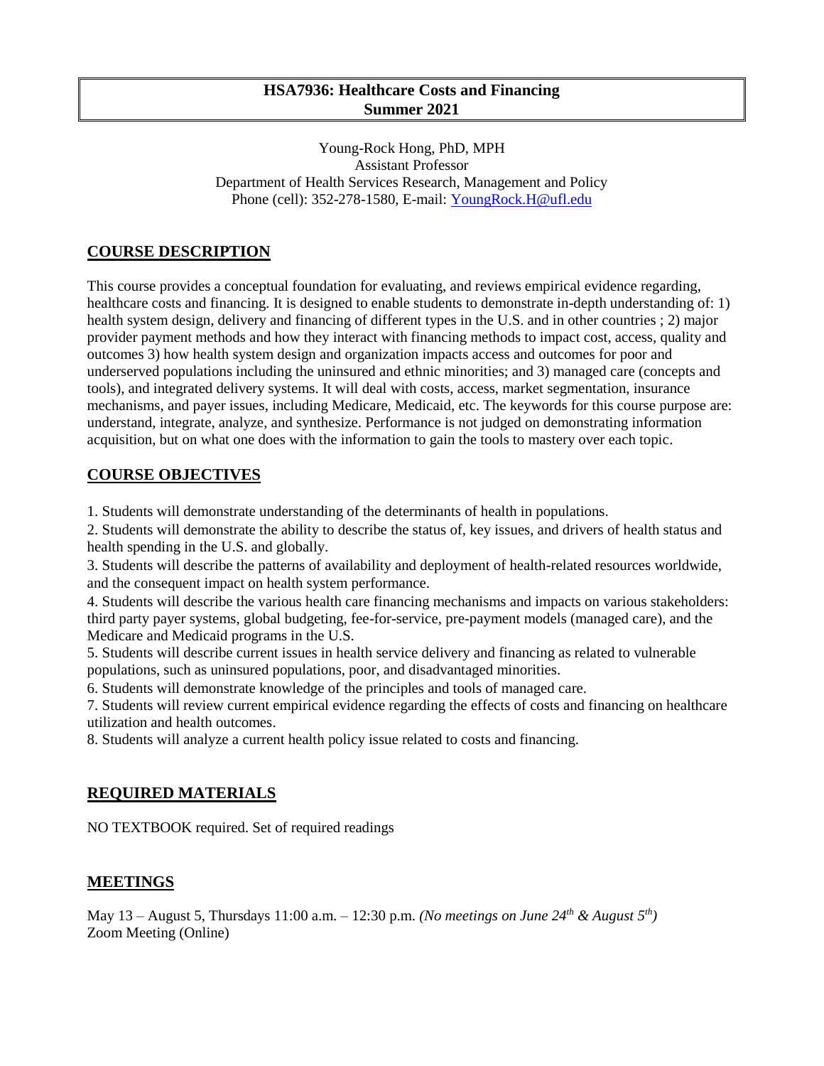# HSA7936: Healthcare Costs and Financing
## Summer 2021

Young-Rock Hong, PhD, MPH
Assistant Professor
Department of Health Services Research, Management and Policy
Phone (cell): 352-278-1580, E-mail: YoungRock.H@ufl.edu

## COURSE DESCRIPTION

This course provides a conceptual foundation for evaluating, and reviews empirical evidence regarding, healthcare costs and financing. It is designed to enable students to demonstrate in-depth understanding of: 1) health system design, delivery and financing of different types in the U.S. and in other countries ; 2) major provider payment methods and how they interact with financing methods to impact cost, access, quality and outcomes 3) how health system design and organization impacts access and outcomes for poor and underserved populations including the uninsured and ethnic minorities; and 3) managed care (concepts and tools), and integrated delivery systems. It will deal with costs, access, market segmentation, insurance mechanisms, and payer issues, including Medicare, Medicaid, etc. The keywords for this course purpose are: understand, integrate, analyze, and synthesize. Performance is not judged on demonstrating information acquisition, but on what one does with the information to gain the tools to mastery over each topic.

## COURSE OBJECTIVES

1. Students will demonstrate understanding of the determinants of health in populations.
2. Students will demonstrate the ability to describe the status of, key issues, and drivers of health status and health spending in the U.S. and globally.
3. Students will describe the patterns of availability and deployment of health-related resources worldwide, and the consequent impact on health system performance.
4. Students will describe the various health care financing mechanisms and impacts on various stakeholders: third party payer systems, global budgeting, fee-for-service, pre-payment models (managed care), and the Medicare and Medicaid programs in the U.S.
5. Students will describe current issues in health service delivery and financing as related to vulnerable populations, such as uninsured populations, poor, and disadvantaged minorities.
6. Students will demonstrate knowledge of the principles and tools of managed care.
7. Students will review current empirical evidence regarding the effects of costs and financing on healthcare utilization and health outcomes.
8. Students will analyze a current health policy issue related to costs and financing.

## REQUIRED MATERIALS

NO TEXTBOOK required. Set of required readings

## MEETINGS

May 13 – August 5, Thursdays 11:00 a.m. – 12:30 p.m. *(No meetings on June 24th & August 5th)*
Zoom Meeting (Online)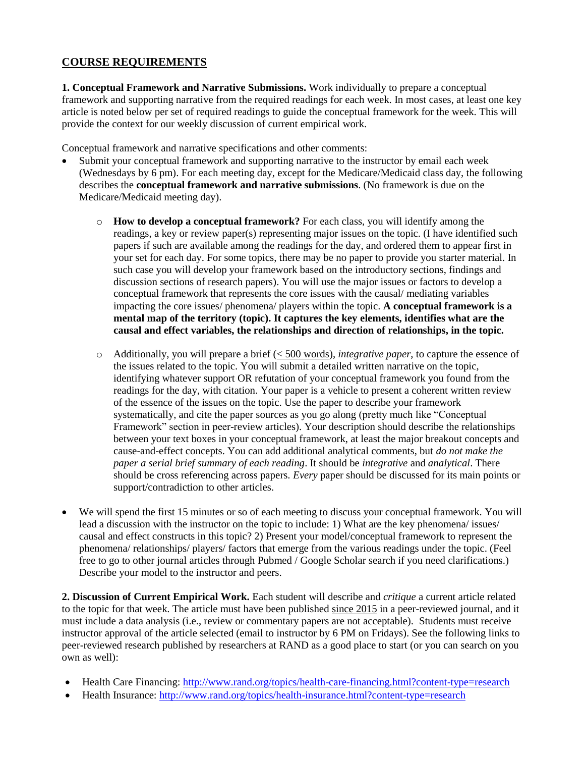## COURSE REQUIREMENTS

**1. Conceptual Framework and Narrative Submissions.** Work individually to prepare a conceptual framework and supporting narrative from the required readings for each week. In most cases, at least one key article is noted below per set of required readings to guide the conceptual framework for the week. This will provide the context for our weekly discussion of current empirical work.

Conceptual framework and narrative specifications and other comments:

- Submit your conceptual framework and supporting narrative to the instructor by email each week (Wednesdays by 6 pm). For each meeting day, except for the Medicare/Medicaid class day, the following describes the **conceptual framework and narrative submissions**. (No framework is due on the Medicare/Medicaid meeting day).
    - **How to develop a conceptual framework?** For each class, you will identify among the readings, a key or review paper(s) representing major issues on the topic. (I have identified such papers if such are available among the readings for the day, and ordered them to appear first in your set for each day. For some topics, there may be no paper to provide you starter material. In such case you will develop your framework based on the introductory sections, findings and discussion sections of research papers). You will use the major issues or factors to develop a conceptual framework that represents the core issues with the causal/ mediating variables impacting the core issues/ phenomena/ players within the topic. **A conceptual framework is a mental map of the territory (topic). It captures the key elements, identifies what are the causal and effect variables, the relationships and direction of relationships, in the topic.**
    - Additionally, you will prepare a brief (< 500 words), *integrative paper*, to capture the essence of the issues related to the topic. You will submit a detailed written narrative on the topic, identifying whatever support OR refutation of your conceptual framework you found from the readings for the day, with citation. Your paper is a vehicle to present a coherent written review of the essence of the issues on the topic. Use the paper to describe your framework systematically, and cite the paper sources as you go along (pretty much like "Conceptual Framework" section in peer-review articles). Your description should describe the relationships between your text boxes in your conceptual framework, at least the major breakout concepts and cause-and-effect concepts. You can add additional analytical comments, but *do not make the paper a serial brief summary of each reading*. It should be *integrative* and *analytical*. There should be cross referencing across papers. *Every* paper should be discussed for its main points or support/contradiction to other articles.
- We will spend the first 15 minutes or so of each meeting to discuss your conceptual framework. You will lead a discussion with the instructor on the topic to include: 1) What are the key phenomena/ issues/ causal and effect constructs in this topic? 2) Present your model/conceptual framework to represent the phenomena/ relationships/ players/ factors that emerge from the various readings under the topic. (Feel free to go to other journal articles through Pubmed / Google Scholar search if you need clarifications.) Describe your model to the instructor and peers.

**2. Discussion of Current Empirical Work.** Each student will describe and *critique* a current article related to the topic for that week. The article must have been published since 2015 in a peer-reviewed journal, and it must include a data analysis (i.e., review or commentary papers are not acceptable). Students must receive instructor approval of the article selected (email to instructor by 6 PM on Fridays). See the following links to peer-reviewed research published by researchers at RAND as a good place to start (or you can search on you own as well):

- Health Care Financing: http://www.rand.org/topics/health-care-financing.html?content-type=research
- Health Insurance: http://www.rand.org/topics/health-insurance.html?content-type=research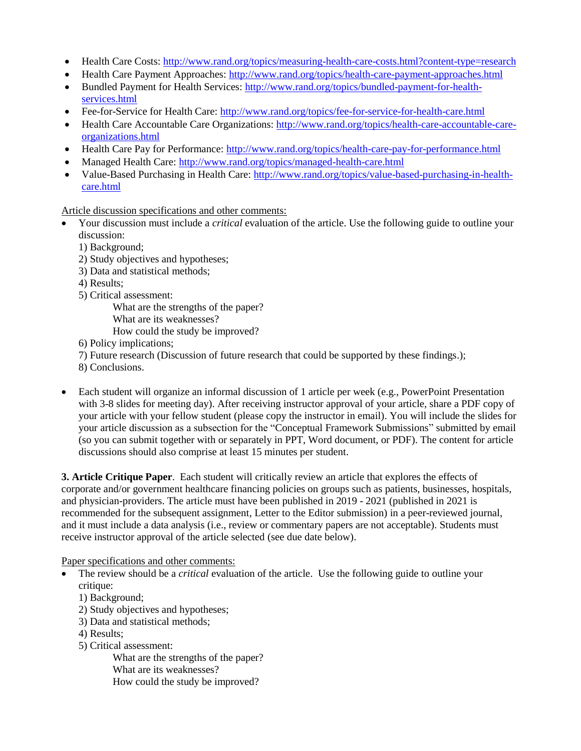- Health Care Costs: http://www.rand.org/topics/measuring-health-care-costs.html?content-type=research
- Health Care Payment Approaches: http://www.rand.org/topics/health-care-payment-approaches.html
- Bundled Payment for Health Services: http://www.rand.org/topics/bundled-payment-for-health-services.html
- Fee-for-Service for Health Care: http://www.rand.org/topics/fee-for-service-for-health-care.html
- Health Care Accountable Care Organizations: http://www.rand.org/topics/health-care-accountable-care-organizations.html
- Health Care Pay for Performance: http://www.rand.org/topics/health-care-pay-for-performance.html
- Managed Health Care: http://www.rand.org/topics/managed-health-care.html
- Value-Based Purchasing in Health Care: http://www.rand.org/topics/value-based-purchasing-in-health-care.html

Article discussion specifications and other comments:

- Your discussion must include a *critical* evaluation of the article. Use the following guide to outline your discussion:
  1) Background;
  2) Study objectives and hypotheses;
  3) Data and statistical methods;
  4) Results;
  5) Critical assessment:
     - What are the strengths of the paper?
     - What are its weaknesses?
     - How could the study be improved?
  6) Policy implications;
  7) Future research (Discussion of future research that could be supported by these findings.);
  8) Conclusions.

- Each student will organize an informal discussion of 1 article per week (e.g., PowerPoint Presentation with 3-8 slides for meeting day). After receiving instructor approval of your article, share a PDF copy of your article with your fellow student (please copy the instructor in email). You will include the slides for your article discussion as a subsection for the "Conceptual Framework Submissions" submitted by email (so you can submit together with or separately in PPT, Word document, or PDF). The content for article discussions should also comprise at least 15 minutes per student.

**3. Article Critique Paper**. Each student will critically review an article that explores the effects of corporate and/or government healthcare financing policies on groups such as patients, businesses, hospitals, and physician-providers. The article must have been published in 2019 - 2021 (published in 2021 is recommended for the subsequent assignment, Letter to the Editor submission) in a peer-reviewed journal, and it must include a data analysis (i.e., review or commentary papers are not acceptable). Students must receive instructor approval of the article selected (see due date below).

Paper specifications and other comments:

- The review should be a *critical* evaluation of the article. Use the following guide to outline your critique:
  1) Background;
  2) Study objectives and hypotheses;
  3) Data and statistical methods;
  4) Results;
  5) Critical assessment:
     - What are the strengths of the paper?
     - What are its weaknesses?
     - How could the study be improved?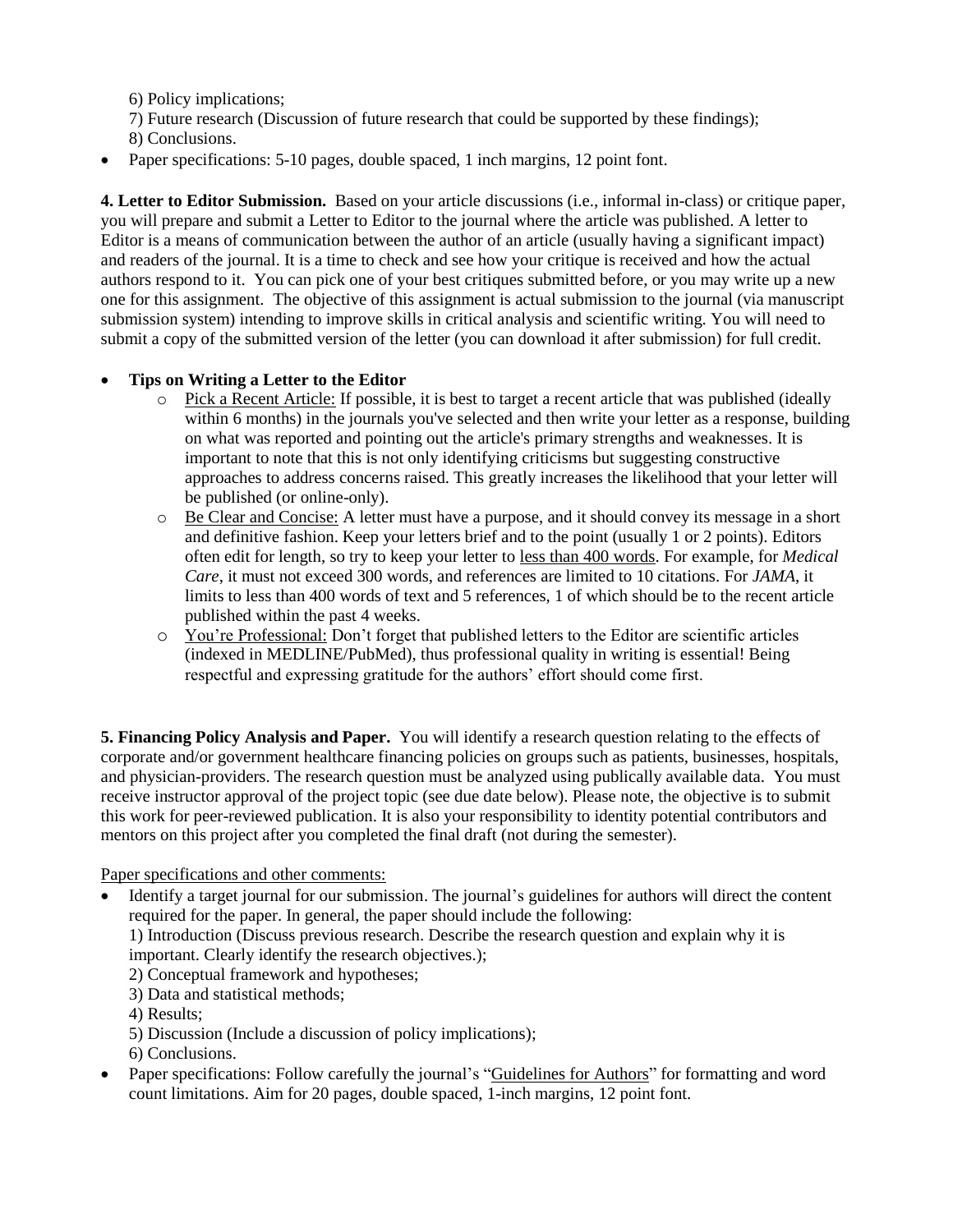6) Policy implications;
7) Future research (Discussion of future research that could be supported by these findings);
8) Conclusions.

- Paper specifications: 5-10 pages, double spaced, 1 inch margins, 12 point font.

**4. Letter to Editor Submission.** Based on your article discussions (i.e., informal in-class) or critique paper, you will prepare and submit a Letter to Editor to the journal where the article was published. A letter to Editor is a means of communication between the author of an article (usually having a significant impact) and readers of the journal. It is a time to check and see how your critique is received and how the actual authors respond to it. You can pick one of your best critiques submitted before, or you may write up a new one for this assignment. The objective of this assignment is actual submission to the journal (via manuscript submission system) intending to improve skills in critical analysis and scientific writing. You will need to submit a copy of the submitted version of the letter (you can download it after submission) for full credit.

- **Tips on Writing a Letter to the Editor**
  - Pick a Recent Article: If possible, it is best to target a recent article that was published (ideally within 6 months) in the journals you've selected and then write your letter as a response, building on what was reported and pointing out the article's primary strengths and weaknesses. It is important to note that this is not only identifying criticisms but suggesting constructive approaches to address concerns raised. This greatly increases the likelihood that your letter will be published (or online-only).
  - Be Clear and Concise: A letter must have a purpose, and it should convey its message in a short and definitive fashion. Keep your letters brief and to the point (usually 1 or 2 points). Editors often edit for length, so try to keep your letter to less than 400 words. For example, for *Medical Care*, it must not exceed 300 words, and references are limited to 10 citations. For *JAMA*, it limits to less than 400 words of text and 5 references, 1 of which should be to the recent article published within the past 4 weeks.
  - You're Professional: Don't forget that published letters to the Editor are scientific articles (indexed in MEDLINE/PubMed), thus professional quality in writing is essential! Being respectful and expressing gratitude for the authors' effort should come first.

**5. Financing Policy Analysis and Paper.** You will identify a research question relating to the effects of corporate and/or government healthcare financing policies on groups such as patients, businesses, hospitals, and physician-providers. The research question must be analyzed using publically available data. You must receive instructor approval of the project topic (see due date below). Please note, the objective is to submit this work for peer-reviewed publication. It is also your responsibility to identity potential contributors and mentors on this project after you completed the final draft (not during the semester).

Paper specifications and other comments:

- Identify a target journal for our submission. The journal's guidelines for authors will direct the content required for the paper. In general, the paper should include the following:
  1) Introduction (Discuss previous research. Describe the research question and explain why it is important. Clearly identify the research objectives.);
  2) Conceptual framework and hypotheses;
  3) Data and statistical methods;
  4) Results;
  5) Discussion (Include a discussion of policy implications);
  6) Conclusions.
- Paper specifications: Follow carefully the journal's "Guidelines for Authors" for formatting and word count limitations. Aim for 20 pages, double spaced, 1-inch margins, 12 point font.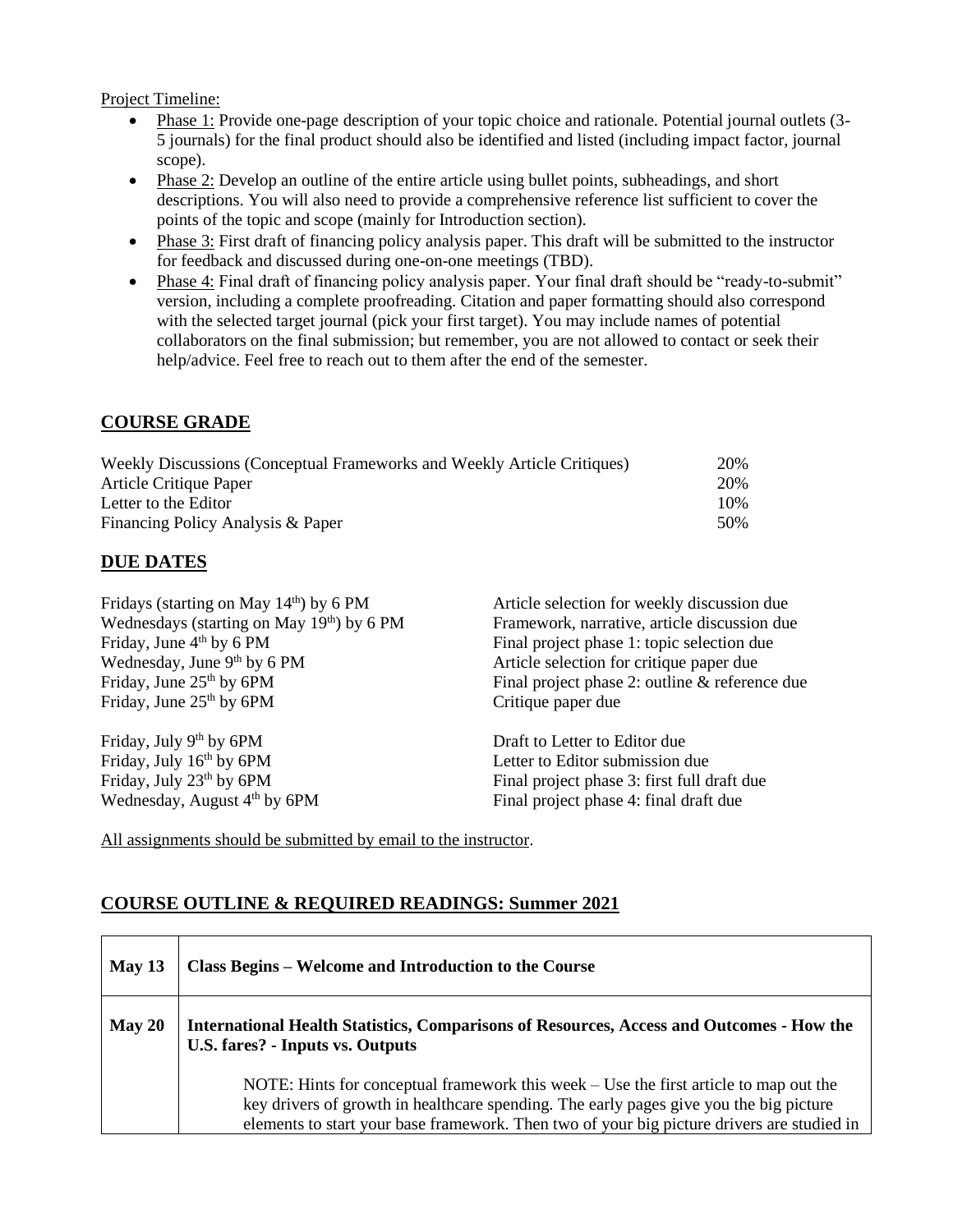Project Timeline:

- Phase 1: Provide one-page description of your topic choice and rationale. Potential journal outlets (3-5 journals) for the final product should also be identified and listed (including impact factor, journal scope).
- Phase 2: Develop an outline of the entire article using bullet points, subheadings, and short descriptions. You will also need to provide a comprehensive reference list sufficient to cover the points of the topic and scope (mainly for Introduction section).
- Phase 3: First draft of financing policy analysis paper. This draft will be submitted to the instructor for feedback and discussed during one-on-one meetings (TBD).
- Phase 4: Final draft of financing policy analysis paper. Your final draft should be "ready-to-submit" version, including a complete proofreading. Citation and paper formatting should also correspond with the selected target journal (pick your first target). You may include names of potential collaborators on the final submission; but remember, you are not allowed to contact or seek their help/advice. Feel free to reach out to them after the end of the semester.

## COURSE GRADE

| | |
|---|---|
| Weekly Discussions (Conceptual Frameworks and Weekly Article Critiques) | 20% |
| Article Critique Paper | 20% |
| Letter to the Editor | 10% |
| Financing Policy Analysis & Paper | 50% |

## DUE DATES

| | |
|---|---|
| Fridays (starting on May 14th) by 6 PM | Article selection for weekly discussion due |
| Wednesdays (starting on May 19th) by 6 PM | Framework, narrative, article discussion due |
| Friday, June 4th by 6 PM | Final project phase 1: topic selection due |
| Wednesday, June 9th by 6 PM | Article selection for critique paper due |
| Friday, June 25th by 6PM | Final project phase 2: outline & reference due |
| Friday, June 25th by 6PM | Critique paper due |
| Friday, July 9th by 6PM | Draft to Letter to Editor due |
| Friday, July 16th by 6PM | Letter to Editor submission due |
| Friday, July 23th by 6PM | Final project phase 3: first full draft due |
| Wednesday, August 4th by 6PM | Final project phase 4: final draft due |

All assignments should be submitted by email to the instructor.

## COURSE OUTLINE & REQUIRED READINGS: Summer 2021

| | |
|---|---|
| **May 13** | **Class Begins – Welcome and Introduction to the Course** |
| **May 20** | **International Health Statistics, Comparisons of Resources, Access and Outcomes - How the U.S. fares? - Inputs vs. Outputs** |
| | NOTE: Hints for conceptual framework this week – Use the first article to map out the key drivers of growth in healthcare spending. The early pages give you the big picture elements to start your base framework. Then two of your big picture drivers are studied in |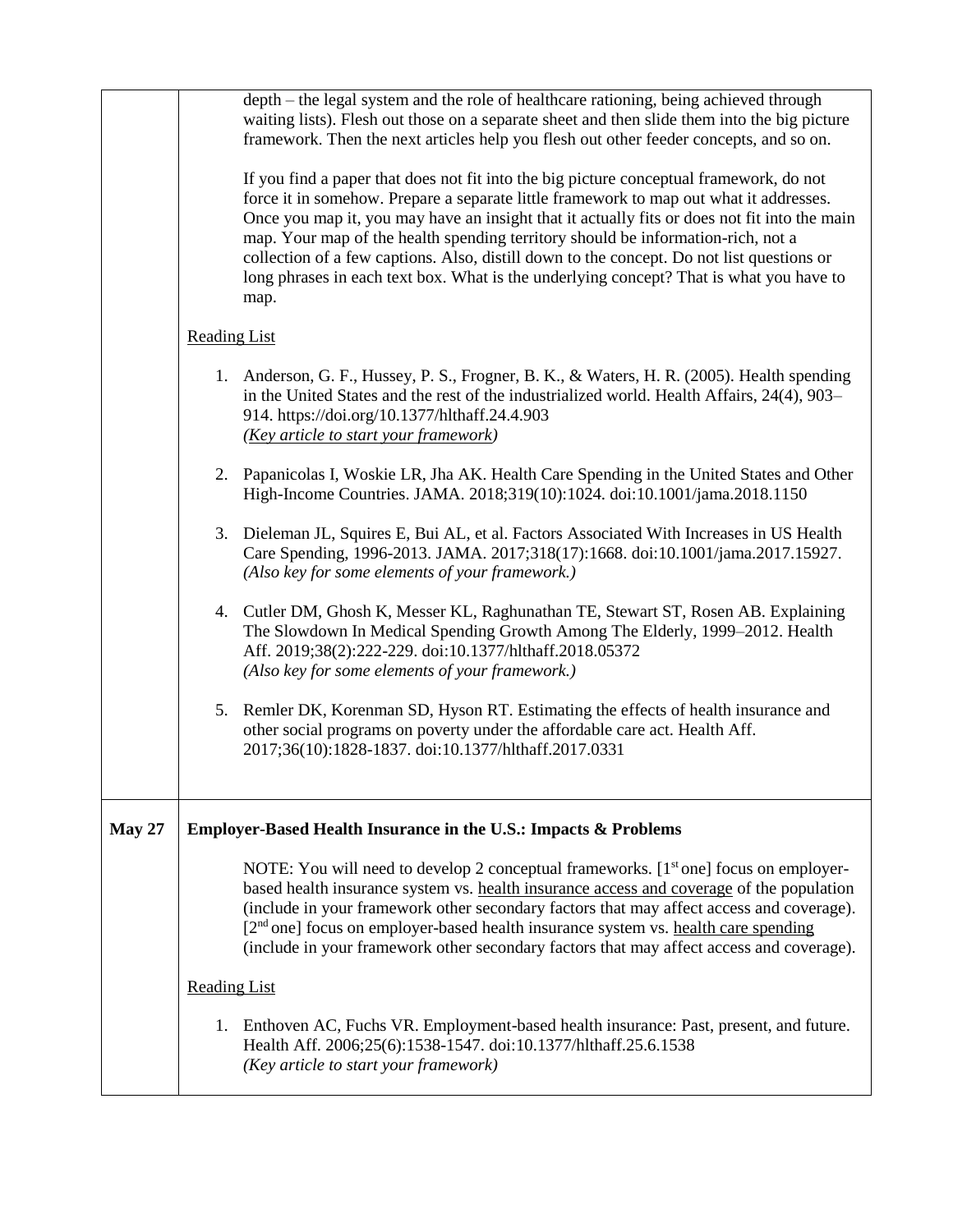|  |  |
| --- | --- |
|  | depth – the legal system and the role of healthcare rationing, being achieved through waiting lists). Flesh out those on a separate sheet and then slide them into the big picture framework. Then the next articles help you flesh out other feeder concepts, and so on.<br><br>If you find a paper that does not fit into the big picture conceptual framework, do not force it in somehow. Prepare a separate little framework to map out what it addresses. Once you map it, you may have an insight that it actually fits or does not fit into the main map. Your map of the health spending territory should be information-rich, not a collection of a few captions. Also, distill down to the concept. Do not list questions or long phrases in each text box. What is the underlying concept? That is what you have to map.<br><br><u>Reading List</u><br><br>1. Anderson, G. F., Hussey, P. S., Frogner, B. K., & Waters, H. R. (2005). Health spending in the United States and the rest of the industrialized world. Health Affairs, 24(4), 903–914. https://doi.org/10.1377/hlthaff.24.4.903 *<u>(Key article to start your framework)</u>*<br><br>2. Papanicolas I, Woskie LR, Jha AK. Health Care Spending in the United States and Other High-Income Countries. JAMA. 2018;319(10):1024. doi:10.1001/jama.2018.1150<br><br>3. Dieleman JL, Squires E, Bui AL, et al. Factors Associated With Increases in US Health Care Spending, 1996-2013. JAMA. 2017;318(17):1668. doi:10.1001/jama.2017.15927. *(Also key for some elements of your framework.)*<br><br>4. Cutler DM, Ghosh K, Messer KL, Raghunathan TE, Stewart ST, Rosen AB. Explaining The Slowdown In Medical Spending Growth Among The Elderly, 1999–2012. Health Aff. 2019;38(2):222-229. doi:10.1377/hlthaff.2018.05372 *(Also key for some elements of your framework.)*<br><br>5. Remler DK, Korenman SD, Hyson RT. Estimating the effects of health insurance and other social programs on poverty under the affordable care act. Health Aff. 2017;36(10):1828-1837. doi:10.1377/hlthaff.2017.0331 |
| **May 27** | **Employer-Based Health Insurance in the U.S.: Impacts & Problems**<br><br>NOTE: You will need to develop 2 conceptual frameworks. [1st one] focus on employer-based health insurance system vs. <u>health insurance access and coverage</u> of the population (include in your framework other secondary factors that may affect access and coverage). [2nd one] focus on employer-based health insurance system vs. <u>health care spending</u> (include in your framework other secondary factors that may affect access and coverage).<br><br><u>Reading List</u><br><br>1. Enthoven AC, Fuchs VR. Employment-based health insurance: Past, present, and future. Health Aff. 2006;25(6):1538-1547. doi:10.1377/hlthaff.25.6.1538 *(Key article to start your framework)* |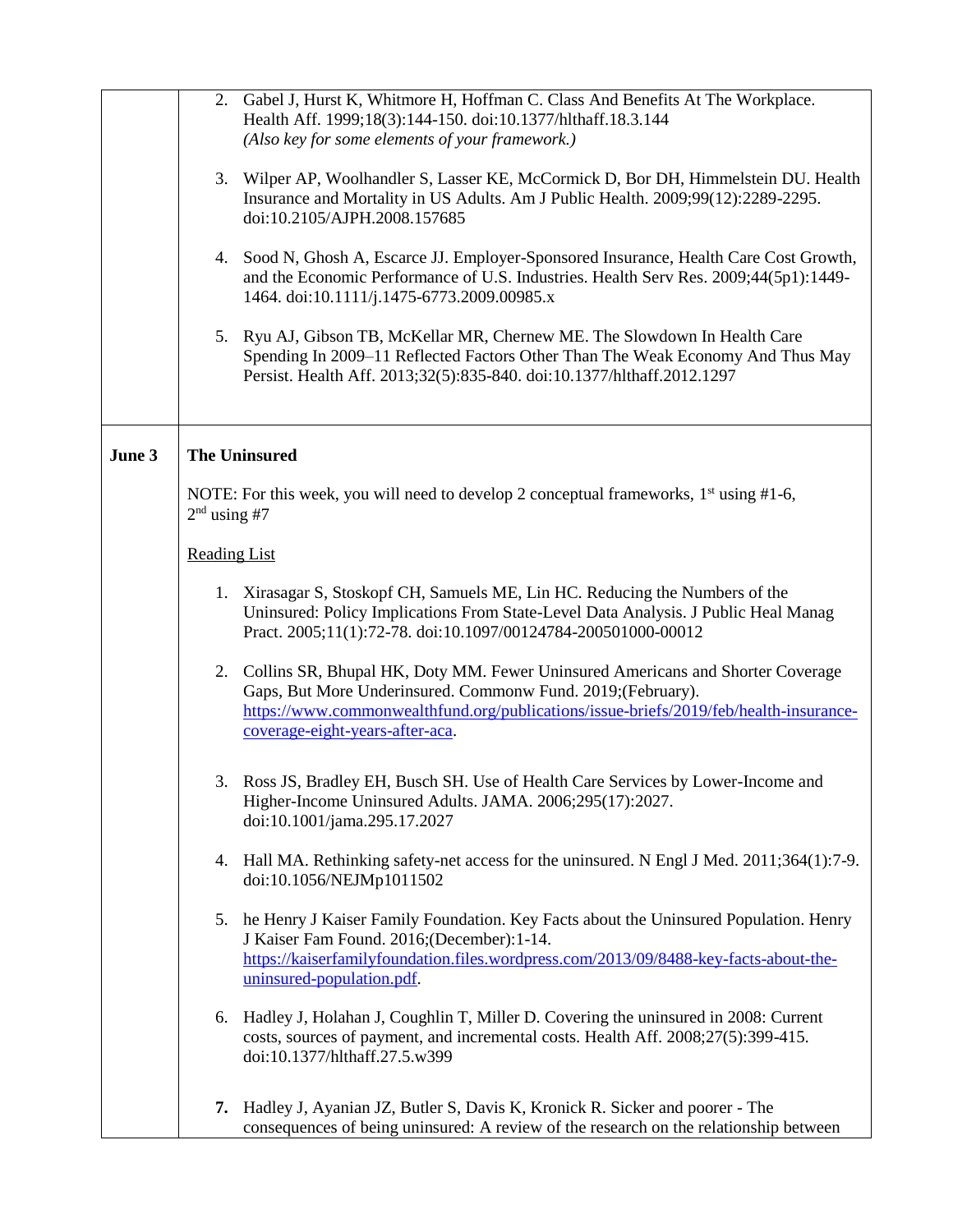| | |
|---|---|
| | 2. Gabel J, Hurst K, Whitmore H, Hoffman C. Class And Benefits At The Workplace. Health Aff. 1999;18(3):144-150. doi:10.1377/hlthaff.18.3.144 *(Also key for some elements of your framework.)*<br><br>3. Wilper AP, Woolhandler S, Lasser KE, McCormick D, Bor DH, Himmelstein DU. Health Insurance and Mortality in US Adults. Am J Public Health. 2009;99(12):2289-2295. doi:10.2105/AJPH.2008.157685<br><br>4. Sood N, Ghosh A, Escarce JJ. Employer-Sponsored Insurance, Health Care Cost Growth, and the Economic Performance of U.S. Industries. Health Serv Res. 2009;44(5p1):1449-1464. doi:10.1111/j.1475-6773.2009.00985.x<br><br>5. Ryu AJ, Gibson TB, McKellar MR, Chernew ME. The Slowdown In Health Care Spending In 2009–11 Reflected Factors Other Than The Weak Economy And Thus May Persist. Health Aff. 2013;32(5):835-840. doi:10.1377/hlthaff.2012.1297 |
| **June 3** | **The Uninsured**<br><br>NOTE: For this week, you will need to develop 2 conceptual frameworks, 1st using #1-6, 2nd using #7<br><br>Reading List<br><br>1. Xirasagar S, Stoskopf CH, Samuels ME, Lin HC. Reducing the Numbers of the Uninsured: Policy Implications From State-Level Data Analysis. J Public Heal Manag Pract. 2005;11(1):72-78. doi:10.1097/00124784-200501000-00012<br><br>2. Collins SR, Bhupal HK, Doty MM. Fewer Uninsured Americans and Shorter Coverage Gaps, But More Underinsured. Commonw Fund. 2019;(February). https://www.commonwealthfund.org/publications/issue-briefs/2019/feb/health-insurance-coverage-eight-years-after-aca.<br><br>3. Ross JS, Bradley EH, Busch SH. Use of Health Care Services by Lower-Income and Higher-Income Uninsured Adults. JAMA. 2006;295(17):2027. doi:10.1001/jama.295.17.2027<br><br>4. Hall MA. Rethinking safety-net access for the uninsured. N Engl J Med. 2011;364(1):7-9. doi:10.1056/NEJMp1011502<br><br>5. he Henry J Kaiser Family Foundation. Key Facts about the Uninsured Population. Henry J Kaiser Fam Found. 2016;(December):1-14. https://kaiserfamilyfoundation.files.wordpress.com/2013/09/8488-key-facts-about-the-uninsured-population.pdf.<br><br>6. Hadley J, Holahan J, Coughlin T, Miller D. Covering the uninsured in 2008: Current costs, sources of payment, and incremental costs. Health Aff. 2008;27(5):399-415. doi:10.1377/hlthaff.27.5.w399<br><br>**7.** Hadley J, Ayanian JZ, Butler S, Davis K, Kronick R. Sicker and poorer - The consequences of being uninsured: A review of the research on the relationship between |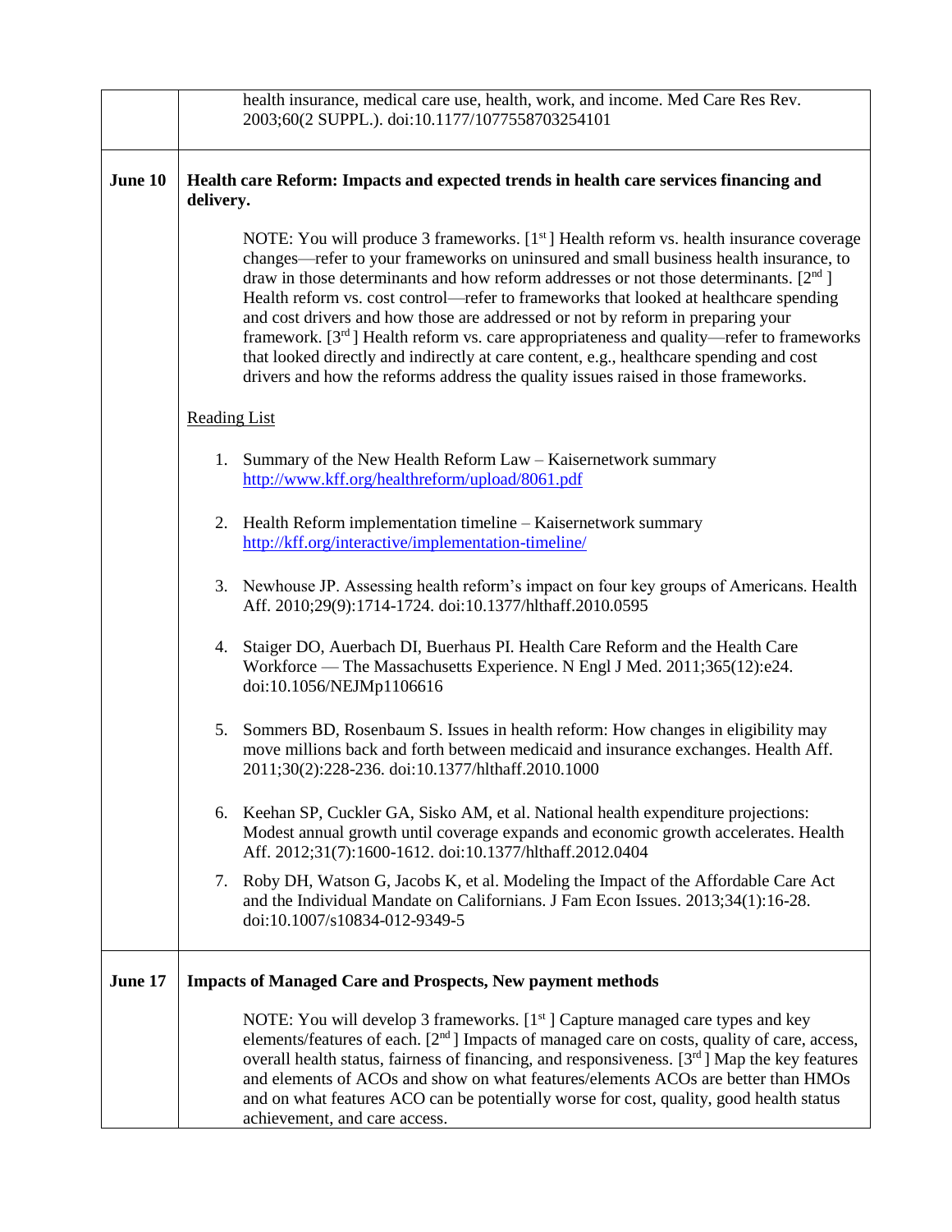| | |
|---|---|
| | health insurance, medical care use, health, work, and income. Med Care Res Rev. 2003;60(2 SUPPL.). doi:10.1177/1077558703254101 |
| **June 10** | **Health care Reform: Impacts and expected trends in health care services financing and delivery.**<br><br>NOTE: You will produce 3 frameworks. [1st ] Health reform vs. health insurance coverage changes—refer to your frameworks on uninsured and small business health insurance, to draw in those determinants and how reform addresses or not those determinants. [2nd ] Health reform vs. cost control—refer to frameworks that looked at healthcare spending and cost drivers and how those are addressed or not by reform in preparing your framework. [3rd ] Health reform vs. care appropriateness and quality—refer to frameworks that looked directly and indirectly at care content, e.g., healthcare spending and cost drivers and how the reforms address the quality issues raised in those frameworks.<br><br>Reading List<br><br>1. Summary of the New Health Reform Law – Kaisernetwork summary http://www.kff.org/healthreform/upload/8061.pdf<br><br>2. Health Reform implementation timeline – Kaisernetwork summary http://kff.org/interactive/implementation-timeline/<br><br>3. Newhouse JP. Assessing health reform's impact on four key groups of Americans. Health Aff. 2010;29(9):1714-1724. doi:10.1377/hlthaff.2010.0595<br><br>4. Staiger DO, Auerbach DI, Buerhaus PI. Health Care Reform and the Health Care Workforce — The Massachusetts Experience. N Engl J Med. 2011;365(12):e24. doi:10.1056/NEJMp1106616<br><br>5. Sommers BD, Rosenbaum S. Issues in health reform: How changes in eligibility may move millions back and forth between medicaid and insurance exchanges. Health Aff. 2011;30(2):228-236. doi:10.1377/hlthaff.2010.1000<br><br>6. Keehan SP, Cuckler GA, Sisko AM, et al. National health expenditure projections: Modest annual growth until coverage expands and economic growth accelerates. Health Aff. 2012;31(7):1600-1612. doi:10.1377/hlthaff.2012.0404<br><br>7. Roby DH, Watson G, Jacobs K, et al. Modeling the Impact of the Affordable Care Act and the Individual Mandate on Californians. J Fam Econ Issues. 2013;34(1):16-28. doi:10.1007/s10834-012-9349-5 |
| **June 17** | **Impacts of Managed Care and Prospects, New payment methods**<br><br>NOTE: You will develop 3 frameworks. [1st ] Capture managed care types and key elements/features of each. [2nd ] Impacts of managed care on costs, quality of care, access, overall health status, fairness of financing, and responsiveness. [3rd ] Map the key features and elements of ACOs and show on what features/elements ACOs are better than HMOs and on what features ACO can be potentially worse for cost, quality, good health status achievement, and care access. |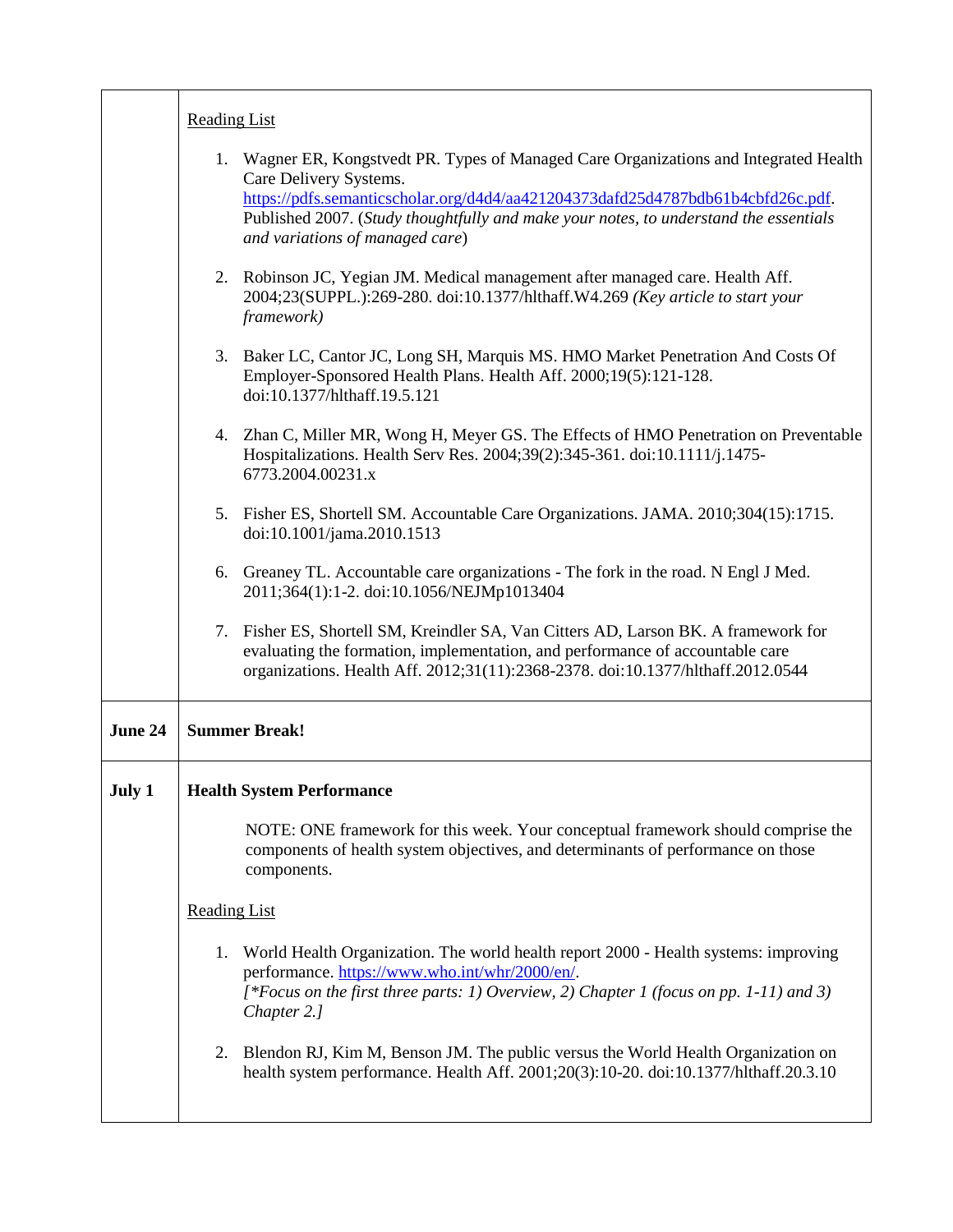| | |
|---|---|
| | Reading List<br><br>1. Wagner ER, Kongstvedt PR. Types of Managed Care Organizations and Integrated Health Care Delivery Systems. https://pdfs.semanticscholar.org/d4d4/aa421204373dafd25d4787bdb61b4cbfd26c.pdf. Published 2007. (*Study thoughtfully and make your notes, to understand the essentials and variations of managed care*)<br><br>2. Robinson JC, Yegian JM. Medical management after managed care. Health Aff. 2004;23(SUPPL.):269-280. doi:10.1377/hlthaff.W4.269 *(Key article to start your framework)*<br><br>3. Baker LC, Cantor JC, Long SH, Marquis MS. HMO Market Penetration And Costs Of Employer-Sponsored Health Plans. Health Aff. 2000;19(5):121-128. doi:10.1377/hlthaff.19.5.121<br><br>4. Zhan C, Miller MR, Wong H, Meyer GS. The Effects of HMO Penetration on Preventable Hospitalizations. Health Serv Res. 2004;39(2):345-361. doi:10.1111/j.1475-6773.2004.00231.x<br><br>5. Fisher ES, Shortell SM. Accountable Care Organizations. JAMA. 2010;304(15):1715. doi:10.1001/jama.2010.1513<br><br>6. Greaney TL. Accountable care organizations - The fork in the road. N Engl J Med. 2011;364(1):1-2. doi:10.1056/NEJMp1013404<br><br>7. Fisher ES, Shortell SM, Kreindler SA, Van Citters AD, Larson BK. A framework for evaluating the formation, implementation, and performance of accountable care organizations. Health Aff. 2012;31(11):2368-2378. doi:10.1377/hlthaff.2012.0544 |
| **June 24** | **Summer Break!** |
| **July 1** | **Health System Performance**<br><br>NOTE: ONE framework for this week. Your conceptual framework should comprise the components of health system objectives, and determinants of performance on those components.<br><br>Reading List<br><br>1. World Health Organization. The world health report 2000 - Health systems: improving performance. https://www.who.int/whr/2000/en/.<br>*[\*Focus on the first three parts: 1) Overview, 2) Chapter 1 (focus on pp. 1-11) and 3) Chapter 2.]*<br><br>2. Blendon RJ, Kim M, Benson JM. The public versus the World Health Organization on health system performance. Health Aff. 2001;20(3):10-20. doi:10.1377/hlthaff.20.3.10 |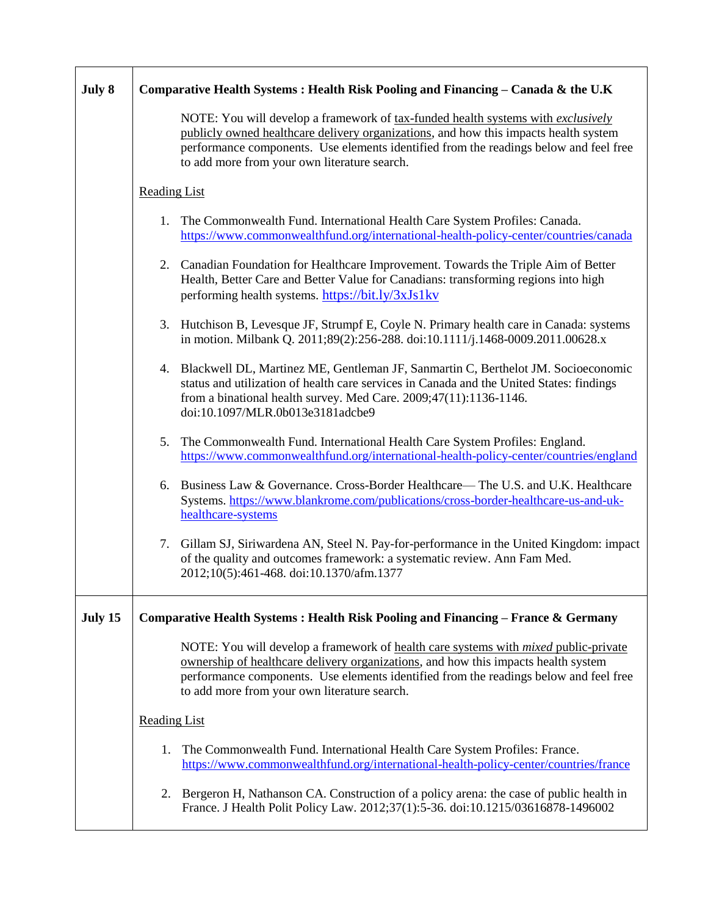| | |
|---|---|
| **July 8** | **Comparative Health Systems : Health Risk Pooling and Financing – Canada & the U.K**<br><br>NOTE: You will develop a framework of tax-funded health systems with *exclusively* publicly owned healthcare delivery organizations, and how this impacts health system performance components. Use elements identified from the readings below and feel free to add more from your own literature search.<br><br>Reading List<br><br>1. The Commonwealth Fund. International Health Care System Profiles: Canada. https://www.commonwealthfund.org/international-health-policy-center/countries/canada<br><br>2. Canadian Foundation for Healthcare Improvement. Towards the Triple Aim of Better Health, Better Care and Better Value for Canadians: transforming regions into high performing health systems. https://bit.ly/3xJs1kv<br><br>3. Hutchison B, Levesque JF, Strumpf E, Coyle N. Primary health care in Canada: systems in motion. Milbank Q. 2011;89(2):256-288. doi:10.1111/j.1468-0009.2011.00628.x<br><br>4. Blackwell DL, Martinez ME, Gentleman JF, Sanmartin C, Berthelot JM. Socioeconomic status and utilization of health care services in Canada and the United States: findings from a binational health survey. Med Care. 2009;47(11):1136-1146. doi:10.1097/MLR.0b013e3181adcbe9<br><br>5. The Commonwealth Fund. International Health Care System Profiles: England. https://www.commonwealthfund.org/international-health-policy-center/countries/england<br><br>6. Business Law & Governance. Cross-Border Healthcare— The U.S. and U.K. Healthcare Systems. https://www.blankrome.com/publications/cross-border-healthcare-us-and-uk-healthcare-systems<br><br>7. Gillam SJ, Siriwardena AN, Steel N. Pay-for-performance in the United Kingdom: impact of the quality and outcomes framework: a systematic review. Ann Fam Med. 2012;10(5):461-468. doi:10.1370/afm.1377 |
| **July 15** | **Comparative Health Systems : Health Risk Pooling and Financing – France & Germany**<br><br>NOTE: You will develop a framework of health care systems with *mixed* public-private ownership of healthcare delivery organizations, and how this impacts health system performance components. Use elements identified from the readings below and feel free to add more from your own literature search.<br><br>Reading List<br><br>1. The Commonwealth Fund. International Health Care System Profiles: France. https://www.commonwealthfund.org/international-health-policy-center/countries/france<br><br>2. Bergeron H, Nathanson CA. Construction of a policy arena: the case of public health in France. J Health Polit Policy Law. 2012;37(1):5-36. doi:10.1215/03616878-1496002 |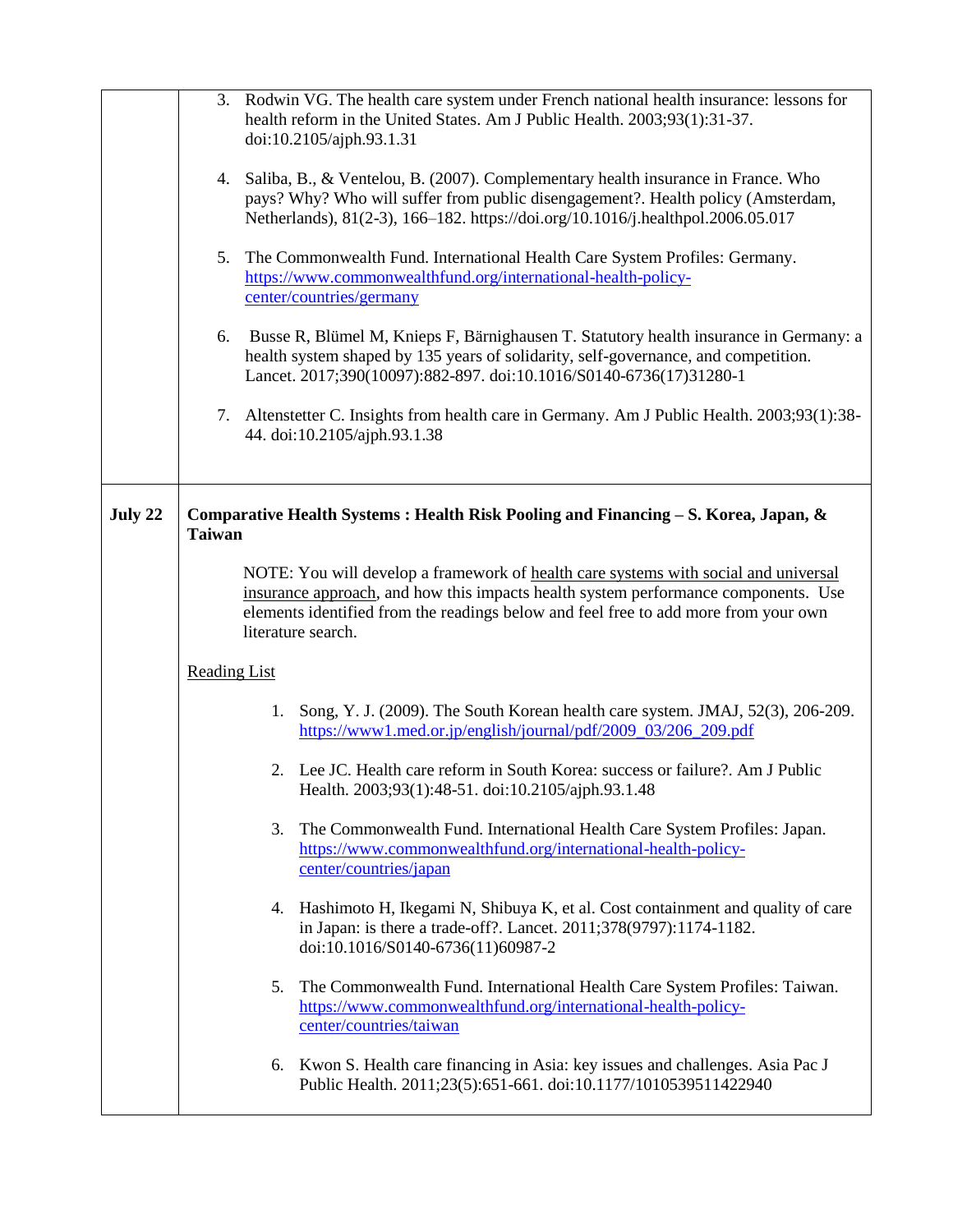| | |
|---|---|
| | 3. Rodwin VG. The health care system under French national health insurance: lessons for health reform in the United States. Am J Public Health. 2003;93(1):31-37. doi:10.2105/ajph.93.1.31<br><br>4. Saliba, B., & Ventelou, B. (2007). Complementary health insurance in France. Who pays? Why? Who will suffer from public disengagement?. Health policy (Amsterdam, Netherlands), 81(2-3), 166–182. https://doi.org/10.1016/j.healthpol.2006.05.017<br><br>5. The Commonwealth Fund. International Health Care System Profiles: Germany. https://www.commonwealthfund.org/international-health-policy-center/countries/germany<br><br>6. Busse R, Blümel M, Knieps F, Bärnighausen T. Statutory health insurance in Germany: a health system shaped by 135 years of solidarity, self-governance, and competition. Lancet. 2017;390(10097):882-897. doi:10.1016/S0140-6736(17)31280-1<br><br>7. Altenstetter C. Insights from health care in Germany. Am J Public Health. 2003;93(1):38-44. doi:10.2105/ajph.93.1.38 |
| **July 22** | **Comparative Health Systems : Health Risk Pooling and Financing – S. Korea, Japan, & Taiwan**<br><br>NOTE: You will develop a framework of health care systems with social and universal insurance approach, and how this impacts health system performance components. Use elements identified from the readings below and feel free to add more from your own literature search.<br><br>Reading List<br><br>1. Song, Y. J. (2009). The South Korean health care system. JMAJ, 52(3), 206-209. https://www1.med.or.jp/english/journal/pdf/2009_03/206_209.pdf<br><br>2. Lee JC. Health care reform in South Korea: success or failure?. Am J Public Health. 2003;93(1):48-51. doi:10.2105/ajph.93.1.48<br><br>3. The Commonwealth Fund. International Health Care System Profiles: Japan. https://www.commonwealthfund.org/international-health-policy-center/countries/japan<br><br>4. Hashimoto H, Ikegami N, Shibuya K, et al. Cost containment and quality of care in Japan: is there a trade-off?. Lancet. 2011;378(9797):1174-1182. doi:10.1016/S0140-6736(11)60987-2<br><br>5. The Commonwealth Fund. International Health Care System Profiles: Taiwan. https://www.commonwealthfund.org/international-health-policy-center/countries/taiwan<br><br>6. Kwon S. Health care financing in Asia: key issues and challenges. Asia Pac J Public Health. 2011;23(5):651-661. doi:10.1177/1010539511422940 |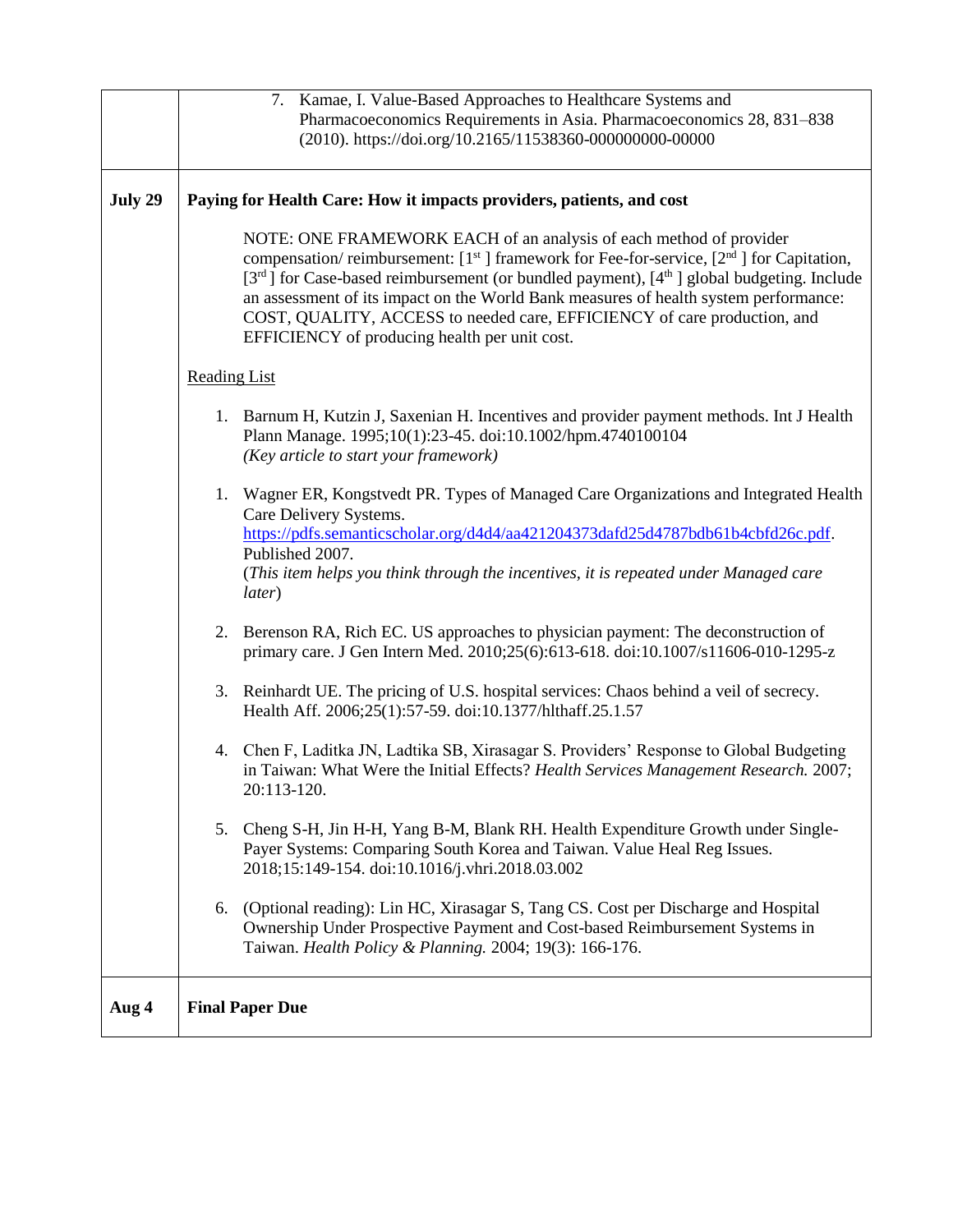| | |
|---|---|
| | 7. Kamae, I. Value-Based Approaches to Healthcare Systems and Pharmacoeconomics Requirements in Asia. Pharmacoeconomics 28, 831–838 (2010). https://doi.org/10.2165/11538360-000000000-00000 |
| **July 29** | **Paying for Health Care: How it impacts providers, patients, and cost**<br><br>NOTE: ONE FRAMEWORK EACH of an analysis of each method of provider compensation/ reimbursement: [1st ] framework for Fee-for-service, [2nd ] for Capitation, [3rd ] for Case-based reimbursement (or bundled payment), [4th ] global budgeting. Include an assessment of its impact on the World Bank measures of health system performance: COST, QUALITY, ACCESS to needed care, EFFICIENCY of care production, and EFFICIENCY of producing health per unit cost.<br><br>Reading List<br><br>1. Barnum H, Kutzin J, Saxenian H. Incentives and provider payment methods. Int J Health Plann Manage. 1995;10(1):23-45. doi:10.1002/hpm.4740100104 *(Key article to start your framework)*<br><br>1. Wagner ER, Kongstvedt PR. Types of Managed Care Organizations and Integrated Health Care Delivery Systems. https://pdfs.semanticscholar.org/d4d4/aa421204373dafd25d4787bdb61b4cbfd26c.pdf. Published 2007. (*This item helps you think through the incentives, it is repeated under Managed care later*)<br><br>2. Berenson RA, Rich EC. US approaches to physician payment: The deconstruction of primary care. J Gen Intern Med. 2010;25(6):613-618. doi:10.1007/s11606-010-1295-z<br><br>3. Reinhardt UE. The pricing of U.S. hospital services: Chaos behind a veil of secrecy. Health Aff. 2006;25(1):57-59. doi:10.1377/hlthaff.25.1.57<br><br>4. Chen F, Laditka JN, Ladtika SB, Xirasagar S. Providers' Response to Global Budgeting in Taiwan: What Were the Initial Effects? *Health Services Management Research.* 2007; 20:113-120.<br><br>5. Cheng S-H, Jin H-H, Yang B-M, Blank RH. Health Expenditure Growth under Single-Payer Systems: Comparing South Korea and Taiwan. Value Heal Reg Issues. 2018;15:149-154. doi:10.1016/j.vhri.2018.03.002<br><br>6. (Optional reading): Lin HC, Xirasagar S, Tang CS. Cost per Discharge and Hospital Ownership Under Prospective Payment and Cost-based Reimbursement Systems in Taiwan. *Health Policy & Planning.* 2004; 19(3): 166-176. |
| **Aug 4** | **Final Paper Due** |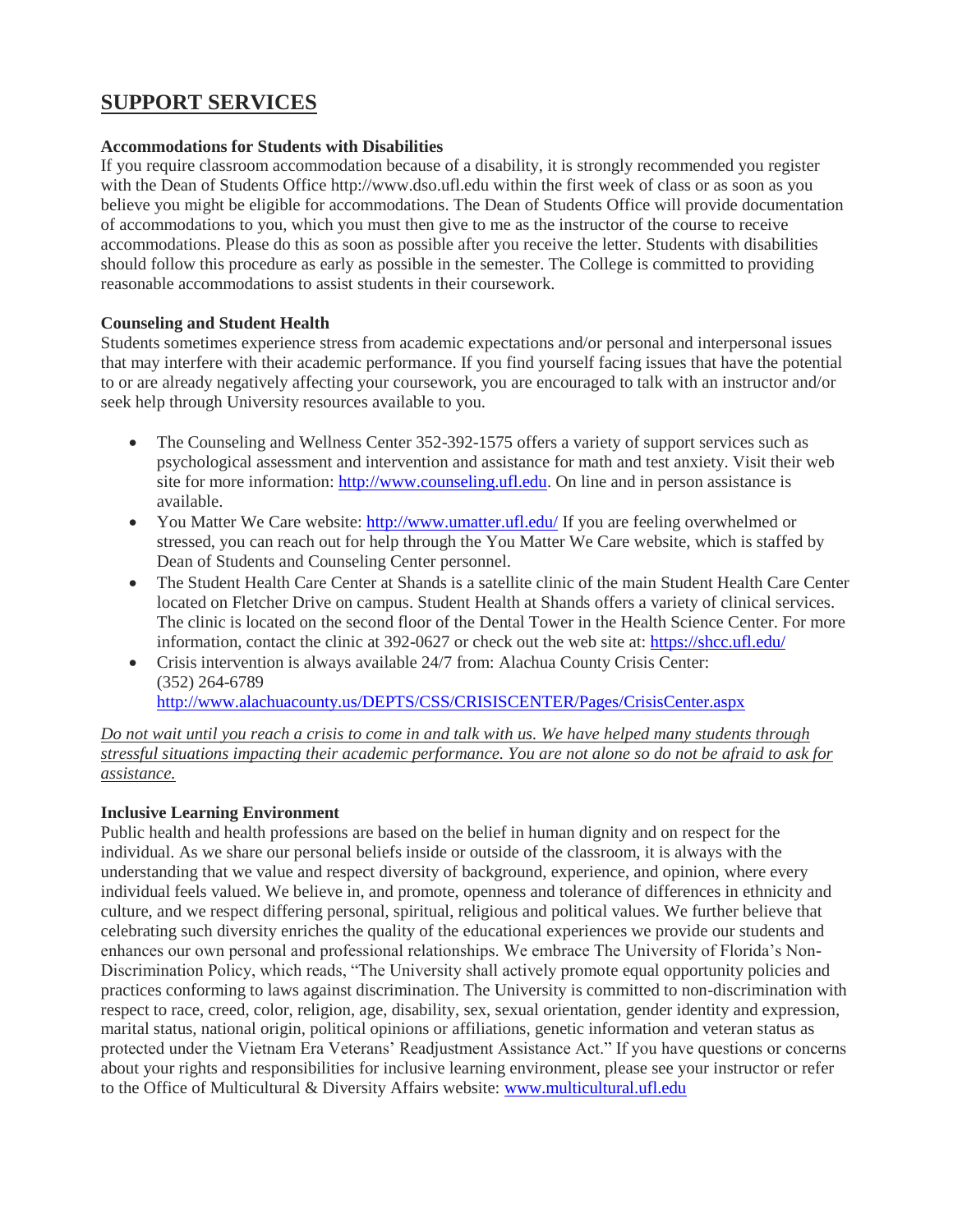## SUPPORT SERVICES

**Accommodations for Students with Disabilities**

If you require classroom accommodation because of a disability, it is strongly recommended you register with the Dean of Students Office http://www.dso.ufl.edu within the first week of class or as soon as you believe you might be eligible for accommodations. The Dean of Students Office will provide documentation of accommodations to you, which you must then give to me as the instructor of the course to receive accommodations. Please do this as soon as possible after you receive the letter. Students with disabilities should follow this procedure as early as possible in the semester. The College is committed to providing reasonable accommodations to assist students in their coursework.

**Counseling and Student Health**

Students sometimes experience stress from academic expectations and/or personal and interpersonal issues that may interfere with their academic performance. If you find yourself facing issues that have the potential to or are already negatively affecting your coursework, you are encouraged to talk with an instructor and/or seek help through University resources available to you.

- The Counseling and Wellness Center 352-392-1575 offers a variety of support services such as psychological assessment and intervention and assistance for math and test anxiety. Visit their web site for more information: http://www.counseling.ufl.edu. On line and in person assistance is available.
- You Matter We Care website: http://www.umatter.ufl.edu/ If you are feeling overwhelmed or stressed, you can reach out for help through the You Matter We Care website, which is staffed by Dean of Students and Counseling Center personnel.
- The Student Health Care Center at Shands is a satellite clinic of the main Student Health Care Center located on Fletcher Drive on campus. Student Health at Shands offers a variety of clinical services. The clinic is located on the second floor of the Dental Tower in the Health Science Center. For more information, contact the clinic at 392-0627 or check out the web site at: https://shcc.ufl.edu/
- Crisis intervention is always available 24/7 from: Alachua County Crisis Center: (352) 264-6789 http://www.alachuacounty.us/DEPTS/CSS/CRISISCENTER/Pages/CrisisCenter.aspx

*Do not wait until you reach a crisis to come in and talk with us. We have helped many students through stressful situations impacting their academic performance. You are not alone so do not be afraid to ask for assistance.*

**Inclusive Learning Environment**

Public health and health professions are based on the belief in human dignity and on respect for the individual. As we share our personal beliefs inside or outside of the classroom, it is always with the understanding that we value and respect diversity of background, experience, and opinion, where every individual feels valued. We believe in, and promote, openness and tolerance of differences in ethnicity and culture, and we respect differing personal, spiritual, religious and political values. We further believe that celebrating such diversity enriches the quality of the educational experiences we provide our students and enhances our own personal and professional relationships. We embrace The University of Florida's Non-Discrimination Policy, which reads, "The University shall actively promote equal opportunity policies and practices conforming to laws against discrimination. The University is committed to non-discrimination with respect to race, creed, color, religion, age, disability, sex, sexual orientation, gender identity and expression, marital status, national origin, political opinions or affiliations, genetic information and veteran status as protected under the Vietnam Era Veterans' Readjustment Assistance Act." If you have questions or concerns about your rights and responsibilities for inclusive learning environment, please see your instructor or refer to the Office of Multicultural & Diversity Affairs website: www.multicultural.ufl.edu